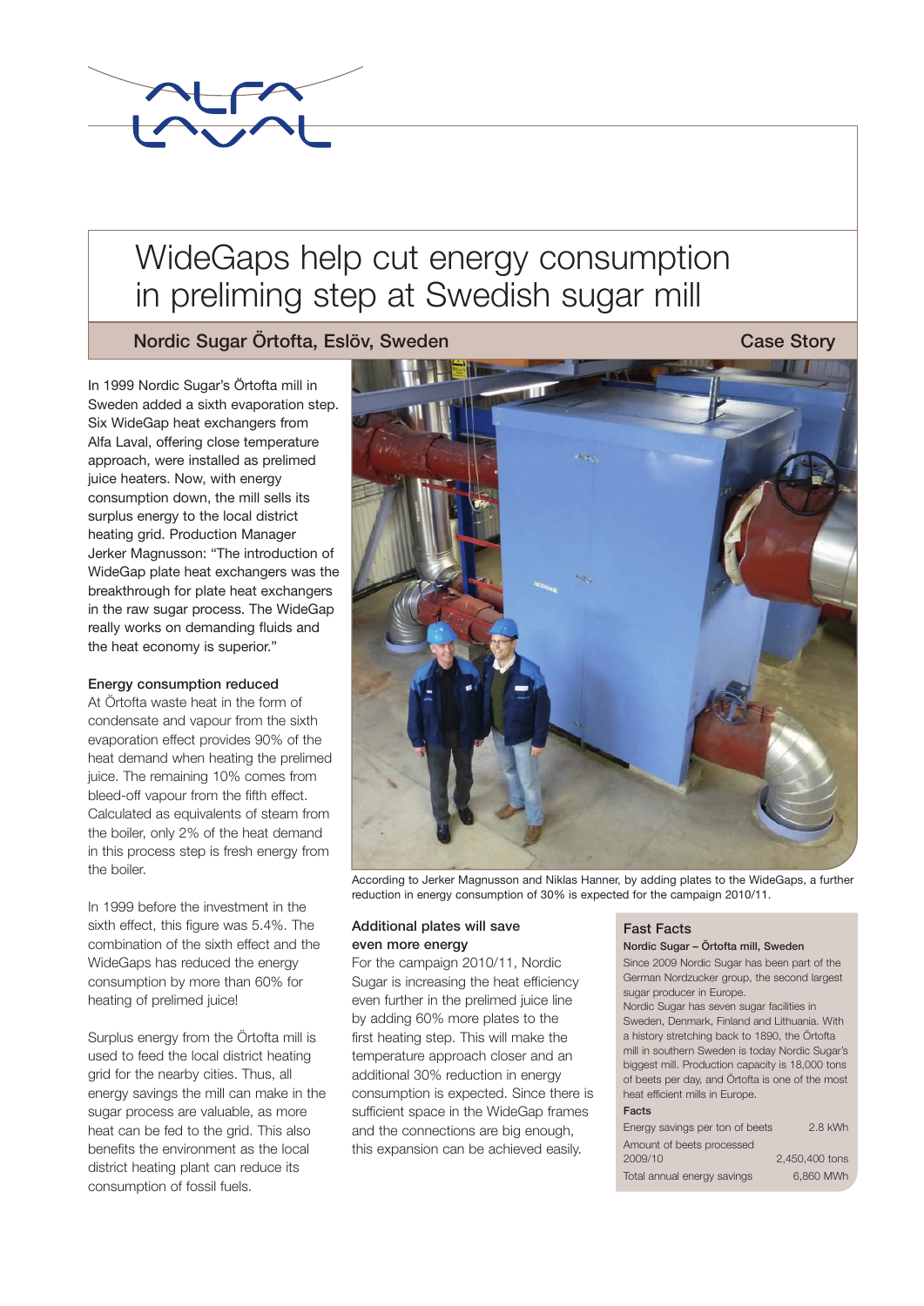# WideGaps help cut energy consumption in preliming step at Swedish sugar mill

## Nordic Sugar Örtofta, Eslöv, Sweden

Case Story

In 1999 Nordic Sugar's Örtofta mill in Sweden added a sixth evaporation step. Six WideGap heat exchangers from Alfa Laval, offering close temperature approach, were installed as prelimed juice heaters. Now, with energy consumption down, the mill sells its surplus energy to the local district heating grid. Production Manager Jerker Magnusson: "The introduction of WideGap plate heat exchangers was the breakthrough for plate heat exchangers in the raw sugar process. The WideGap really works on demanding fluids and the heat economy is superior."

### Energy consumption reduced

At Örtofta waste heat in the form of condensate and vapour from the sixth evaporation effect provides 90% of the heat demand when heating the prelimed juice. The remaining 10% comes from bleed-off vapour from the fifth effect. Calculated as equivalents of steam from the boiler, only 2% of the heat demand in this process step is fresh energy from the boiler.

In 1999 before the investment in the sixth effect, this figure was 5.4%. The combination of the sixth effect and the WideGaps has reduced the energy consumption by more than 60% for heating of prelimed juice!

Surplus energy from the Örtofta mill is used to feed the local district heating grid for the nearby cities. Thus, all energy savings the mill can make in the sugar process are valuable, as more heat can be fed to the grid. This also benefits the environment as the local district heating plant can reduce its consumption of fossil fuels.

According to Jerker Magnusson and Niklas Hanner, by adding plates to the WideGaps, a further reduction in energy consumption of 30% is expected for the campaign 2010/11.

### Additional plates will save even more energy

For the campaign 2010/11, Nordic Sugar is increasing the heat efficiency even further in the prelimed juice line by adding 60% more plates to the first heating step. This will make the temperature approach closer and an additional 30% reduction in energy consumption is expected. Since there is sufficient space in the WideGap frames and the connections are big enough, this expansion can be achieved easily.

### Fast Facts

**Nordic Sugar – Örtofta mill, Sweden**

Since 2009 Nordic Sugar has been part of the German Nordzucker group, the second largest sugar producer in Europe.

Nordic Sugar has seven sugar facilities in Sweden, Denmark, Finland and Lithuania. With a history stretching back to 1890, the Örtofta mill in southern Sweden is today Nordic Sugar's biggest mill. Production capacity is 18,000 tons of beets per day, and Örtofta is one of the most heat efficient mills in Europe.

**Facts**

| | |
|---|---|
| Energy savings per ton of beets | 2.8 kWh |
| Amount of beets processed 2009/10 | 2,450,400 tons |
| Total annual energy savings | 6,860 MWh |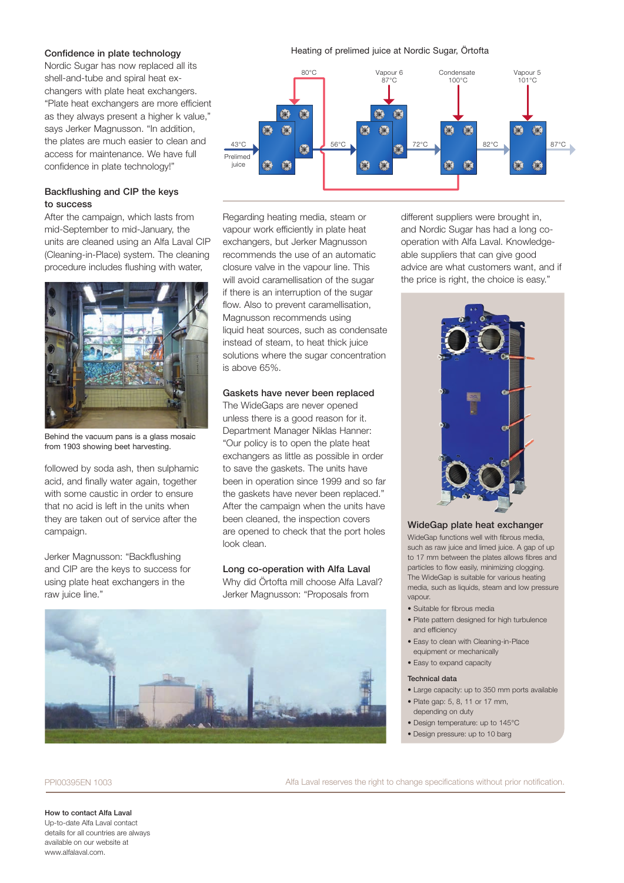## Confidence in plate technology

Nordic Sugar has now replaced all its shell-and-tube and spiral heat exchangers with plate heat exchangers. "Plate heat exchangers are more efficient as they always present a higher k value," says Jerker Magnusson. "In addition, the plates are much easier to clean and access for maintenance. We have full confidence in plate technology!"

## Backflushing and CIP the keys to success

After the campaign, which lasts from mid-September to mid-January, the units are cleaned using an Alfa Laval CIP (Cleaning-in-Place) system. The cleaning procedure includes flushing with water, followed by soda ash, then sulphamic acid, and finally water again, together with some caustic in order to ensure that no acid is left in the units when they are taken out of service after the campaign.

Behind the vacuum pans is a glass mosaic from 1903 showing beet harvesting.

Jerker Magnusson: "Backflushing and CIP are the keys to success for using plate heat exchangers in the raw juice line."

Heating of prelimed juice at Nordic Sugar, Örtofta

80°C

Vapour 6
87°C

Condensate
100°C

Vapour 5
101°C

43°C
Prelimed juice

56°C

72°C

82°C

87°C

Regarding heating media, steam or vapour work efficiently in plate heat exchangers, but Jerker Magnusson recommends the use of an automatic closure valve in the vapour line. This will avoid caramellisation of the sugar if there is an interruption of the sugar flow. Also to prevent caramellisation, Magnusson recommends using liquid heat sources, such as condensate instead of steam, to heat thick juice solutions where the sugar concentration is above 65%.

## Gaskets have never been replaced

The WideGaps are never opened unless there is a good reason for it. Department Manager Niklas Hanner: "Our policy is to open the plate heat exchangers as little as possible in order to save the gaskets. The units have been in operation since 1999 and so far the gaskets have never been replaced." After the campaign when the units have been cleaned, the inspection covers are opened to check that the port holes look clean.

## Long co-operation with Alfa Laval

Why did Örtofta mill choose Alfa Laval? Jerker Magnusson: "Proposals from different suppliers were brought in, and Nordic Sugar has had a long co-operation with Alfa Laval. Knowledgeable suppliers that can give good advice are what customers want, and if the price is right, the choice is easy."

### WideGap plate heat exchanger

WideGap functions well with fibrous media, such as raw juice and limed juice. A gap of up to 17 mm between the plates allows fibres and particles to flow easily, minimizing clogging. The WideGap is suitable for various heating media, such as liquids, steam and low pressure vapour.

- Suitable for fibrous media
- Plate pattern designed for high turbulence and efficiency
- Easy to clean with Cleaning-in-Place equipment or mechanically
- Easy to expand capacity

**Technical data**

- Large capacity: up to 350 mm ports available
- Plate gap: 5, 8, 11 or 17 mm, depending on duty
- Design temperature: up to 145°C
- Design pressure: up to 10 barg

PPI00395EN 1003

Alfa Laval reserves the right to change specifications without prior notification.

**How to contact Alfa Laval**
Up-to-date Alfa Laval contact details for all countries are always available on our website at www.alfalaval.com.